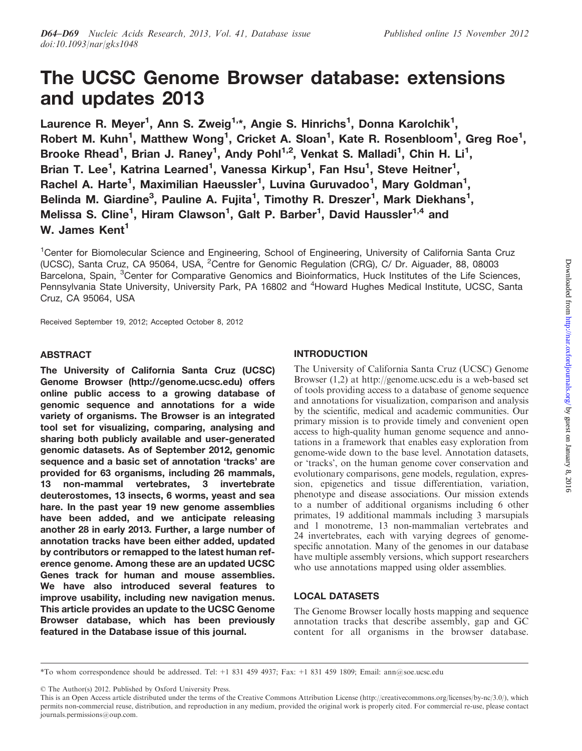# The UCSC Genome Browser database: extensions and updates 2013

**Laurence R. Meyer[1], Ann S. Zweig[1,*], Angie S. Hinrichs[1], Donna Karolchik[1], Robert M. Kuhn[1], Matthew Wong[1], Cricket A. Sloan[1], Kate R. Rosenbloom[1], Greg Roe[1], Brooke Rhead[1], Brian J. Raney[1], Andy Pohl[1,2], Venkat S. Malladi[1], Chin H. Li[1], Brian T. Lee[1], Katrina Learned[1], Vanessa Kirkup[1], Fan Hsu[1], Steve Heitner[1], Rachel A. Harte[1], Maximilian Haeussler[1], Luvina Guruvadoo[1], Mary Goldman[1], Belinda M. Giardine[3], Pauline A. Fujita[1], Timothy R. Dreszer[1], Mark Diekhans[1], Melissa S. Cline[1], Hiram Clawson[1], Galt P. Barber[1], David Haussler[1,4] and W. James Kent[1]**

[1]Center for Biomolecular Science and Engineering, School of Engineering, University of California Santa Cruz (UCSC), Santa Cruz, CA 95064, USA, [2]Centre for Genomic Regulation (CRG), C/ Dr. Aiguader, 88, 08003 Barcelona, Spain, [3]Center for Comparative Genomics and Bioinformatics, Huck Institutes of the Life Sciences, Pennsylvania State University, University Park, PA 16802 and [4]Howard Hughes Medical Institute, UCSC, Santa Cruz, CA 95064, USA

Received September 19, 2012; Accepted October 8, 2012

## ABSTRACT

**The University of California Santa Cruz (UCSC) Genome Browser (http://genome.ucsc.edu) offers online public access to a growing database of genomic sequence and annotations for a wide variety of organisms. The Browser is an integrated tool set for visualizing, comparing, analysing and sharing both publicly available and user-generated genomic datasets. As of September 2012, genomic sequence and a basic set of annotation 'tracks' are provided for 63 organisms, including 26 mammals, 13 non-mammal vertebrates, 3 invertebrate deuterostomes, 13 insects, 6 worms, yeast and sea hare. In the past year 19 new genome assemblies have been added, and we anticipate releasing another 28 in early 2013. Further, a large number of annotation tracks have been either added, updated by contributors or remapped to the latest human reference genome. Among these are an updated UCSC Genes track for human and mouse assemblies. We have also introduced several features to improve usability, including new navigation menus. This article provides an update to the UCSC Genome Browser database, which has been previously featured in the Database issue of this journal.**

## INTRODUCTION

The University of California Santa Cruz (UCSC) Genome Browser (1,2) at http://genome.ucsc.edu is a web-based set of tools providing access to a database of genome sequence and annotations for visualization, comparison and analysis by the scientific, medical and academic communities. Our primary mission is to provide timely and convenient open access to high-quality human genome sequence and annotations in a framework that enables easy exploration from genome-wide down to the base level. Annotation datasets, or 'tracks', on the human genome cover conservation and evolutionary comparisons, gene models, regulation, expression, epigenetics and tissue differentiation, variation, phenotype and disease associations. Our mission extends to a number of additional organisms including 6 other primates, 19 additional mammals including 3 marsupials and 1 monotreme, 13 non-mammalian vertebrates and 24 invertebrates, each with varying degrees of genome-specific annotation. Many of the genomes in our database have multiple assembly versions, which support researchers who use annotations mapped using older assemblies.

## LOCAL DATASETS

The Genome Browser locally hosts mapping and sequence annotation tracks that describe assembly, gap and GC content for all organisms in the browser database.

*To whom correspondence should be addressed. Tel: +1 831 459 4937; Fax: +1 831 459 1809; Email: ann@soe.ucsc.edu

© The Author(s) 2012. Published by Oxford University Press.

This is an Open Access article distributed under the terms of the Creative Commons Attribution License (http://creativecommons.org/licenses/by-nc/3.0/), which permits non-commercial reuse, distribution, and reproduction in any medium, provided the original work is properly cited. For commercial re-use, please contact journals.permissions@oup.com.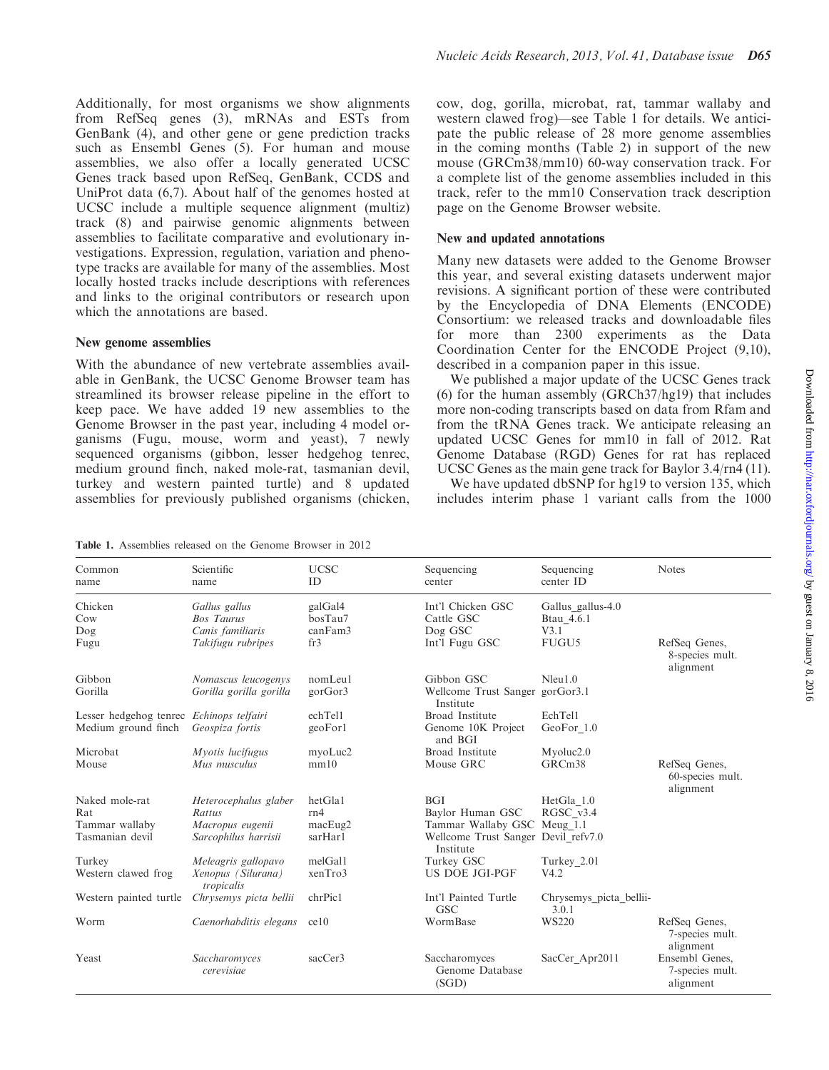Additionally, for most organisms we show alignments from RefSeq genes (3), mRNAs and ESTs from GenBank (4), and other gene or gene prediction tracks such as Ensembl Genes (5). For human and mouse assemblies, we also offer a locally generated UCSC Genes track based upon RefSeq, GenBank, CCDS and UniProt data (6,7). About half of the genomes hosted at UCSC include a multiple sequence alignment (multiz) track (8) and pairwise genomic alignments between assemblies to facilitate comparative and evolutionary investigations. Expression, regulation, variation and phenotype tracks are available for many of the assemblies. Most locally hosted tracks include descriptions with references and links to the original contributors or research upon which the annotations are based.

### New genome assemblies

With the abundance of new vertebrate assemblies available in GenBank, the UCSC Genome Browser team has streamlined its browser release pipeline in the effort to keep pace. We have added 19 new assemblies to the Genome Browser in the past year, including 4 model organisms (Fugu, mouse, worm and yeast), 7 newly sequenced organisms (gibbon, lesser hedgehog tenrec, medium ground finch, naked mole-rat, tasmanian devil, turkey and western painted turtle) and 8 updated assemblies for previously published organisms (chicken, cow, dog, gorilla, microbat, rat, tammar wallaby and western clawed frog)—see Table 1 for details. We anticipate the public release of 28 more genome assemblies in the coming months (Table 2) in support of the new mouse (GRCm38/mm10) 60-way conservation track. For a complete list of the genome assemblies included in this track, refer to the mm10 Conservation track description page on the Genome Browser website.

### New and updated annotations

Many new datasets were added to the Genome Browser this year, and several existing datasets underwent major revisions. A significant portion of these were contributed by the Encyclopedia of DNA Elements (ENCODE) Consortium: we released tracks and downloadable files for more than 2300 experiments as the Data Coordination Center for the ENCODE Project (9,10), described in a companion paper in this issue.

We published a major update of the UCSC Genes track (6) for the human assembly (GRCh37/hg19) that includes more non-coding transcripts based on data from Rfam and from the tRNA Genes track. We anticipate releasing an updated UCSC Genes for mm10 in fall of 2012. Rat Genome Database (RGD) Genes for rat has replaced UCSC Genes as the main gene track for Baylor 3.4/rn4 (11).

We have updated dbSNP for hg19 to version 135, which includes interim phase 1 variant calls from the 1000

**Table 1.** Assemblies released on the Genome Browser in 2012

| Common name | Scientific name | UCSC ID | Sequencing center | Sequencing center ID | Notes |
|---|---|---|---|---|---|
| Chicken | *Gallus gallus* | galGal4 | Int'l Chicken GSC | Gallus_gallus-4.0 | |
| Cow | *Bos Taurus* | bosTau7 | Cattle GSC | Btau_4.6.1 | |
| Dog | *Canis familiaris* | canFam3 | Dog GSC | V3.1 | |
| Fugu | *Takifugu rubripes* | fr3 | Int'l Fugu GSC | FUGU5 | RefSeq Genes, 8-species mult. alignment |
| Gibbon | *Nomascus leucogenys* | nomLeu1 | Gibbon GSC | Nleu1.0 | |
| Gorilla | *Gorilla gorilla gorilla* | gorGor3 | Wellcome Trust Sanger Institute | gorGor3.1 | |
| Lesser hedgehog tenrec | *Echinops telfairi* | echTel1 | Broad Institute | EchTel1 | |
| Medium ground finch | *Geospiza fortis* | geoFor1 | Genome 10K Project and BGI | GeoFor_1.0 | |
| Microbat | *Myotis lucifugus* | myoLuc2 | Broad Institute | Myoluc2.0 | |
| Mouse | *Mus musculus* | mm10 | Mouse GRC | GRCm38 | RefSeq Genes, 60-species mult. alignment |
| Naked mole-rat | *Heterocephalus glaber* | hetGla1 | BGI | HetGla_1.0 | |
| Rat | *Rattus* | rn4 | Baylor Human GSC | RGSC_v3.4 | |
| Tammar wallaby | *Macropus eugenii* | macEug2 | Tammar Wallaby GSC | Meug_1.1 | |
| Tasmanian devil | *Sarcophilus harrisii* | sarHar1 | Wellcome Trust Sanger Institute | Devil_refv7.0 | |
| Turkey | *Meleagris gallopavo* | melGal1 | Turkey GSC | Turkey_2.01 | |
| Western clawed frog | *Xenopus (Silurana) tropicalis* | xenTro3 | US DOE JGI-PGF | V4.2 | |
| Western painted turtle | *Chrysemys picta bellii* | chrPic1 | Int'l Painted Turtle GSC | Chrysemys_picta_bellii-3.0.1 | |
| Worm | *Caenorhabditis elegans* | ce10 | WormBase | WS220 | RefSeq Genes, 7-species mult. alignment |
| Yeast | *Saccharomyces cerevisiae* | sacCer3 | Saccharomyces Genome Database (SGD) | SacCer_Apr2011 | Ensembl Genes, 7-species mult. alignment |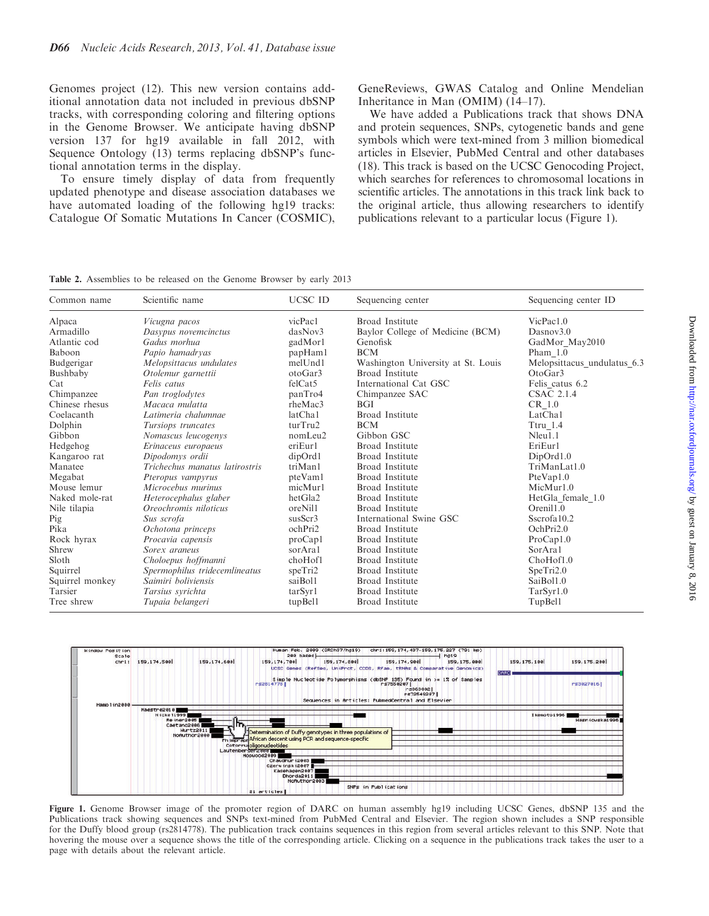Genomes project (12). This new version contains additional annotation data not included in previous dbSNP tracks, with corresponding coloring and filtering options in the Genome Browser. We anticipate having dbSNP version 137 for hg19 available in fall 2012, with Sequence Ontology (13) terms replacing dbSNP's functional annotation terms in the display.

To ensure timely display of data from frequently updated phenotype and disease association databases we have automated loading of the following hg19 tracks: Catalogue Of Somatic Mutations In Cancer (COSMIC), GeneReviews, GWAS Catalog and Online Mendelian Inheritance in Man (OMIM) (14–17).

We have added a Publications track that shows DNA and protein sequences, SNPs, cytogenetic bands and gene symbols which were text-mined from 3 million biomedical articles in Elsevier, PubMed Central and other databases (18). This track is based on the UCSC Genocoding Project, which searches for references to chromosomal locations in scientific articles. The annotations in this track link back to the original article, thus allowing researchers to identify publications relevant to a particular locus (Figure 1).

**Table 2.** Assemblies to be released on the Genome Browser by early 2013

| Common name | Scientific name | UCSC ID | Sequencing center | Sequencing center ID |
|---|---|---|---|---|
| Alpaca | *Vicugna pacos* | vicPac1 | Broad Institute | VicPac1.0 |
| Armadillo | *Dasypus novemcinctus* | dasNov3 | Baylor College of Medicine (BCM) | Dasnov3.0 |
| Atlantic cod | *Gadus morhua* | gadMor1 | Genofisk | GadMor_May2010 |
| Baboon | *Papio hamadryas* | papHam1 | BCM | Pham_1.0 |
| Budgerigar | *Melopsittacus undulates* | melUnd1 | Washington University at St. Louis | Melopsittacus_undulatus_6.3 |
| Bushbaby | *Otolemur garnettii* | otoGar3 | Broad Institute | OtoGar3 |
| Cat | *Felis catus* | felCat5 | International Cat GSC | Felis_catus 6.2 |
| Chimpanzee | *Pan troglodytes* | panTro4 | Chimpanzee SAC | CSAC 2.1.4 |
| Chinese rhesus | *Macaca mulatta* | rheMac3 | BGI | CR_1.0 |
| Coelacanth | *Latimeria chalumnae* | latCha1 | Broad Institute | LatCha1 |
| Dolphin | *Tursiops truncates* | turTru2 | BCM | Ttru_1.4 |
| Gibbon | *Nomascus leucogenys* | nomLeu2 | Gibbon GSC | Nleu1.1 |
| Hedgehog | *Erinaceus europaeus* | eriEur1 | Broad Institute | EriEur1 |
| Kangaroo rat | *Dipodomys ordii* | dipOrd1 | Broad Institute | DipOrd1.0 |
| Manatee | *Trichechus manatus latirostris* | triMan1 | Broad Institute | TriManLat1.0 |
| Megabat | *Pteropus vampyrus* | pteVam1 | Broad Institute | PteVap1.0 |
| Mouse lemur | *Microcebus murinus* | micMur1 | Broad Institute | MicMur1.0 |
| Naked mole-rat | *Heterocephalus glaber* | hetGla2 | Broad Institute | HetGla_female_1.0 |
| Nile tilapia | *Oreochromis niloticus* | oreNil1 | Broad Institute | Orenil1.0 |
| Pig | *Sus scrofa* | susScr3 | International Swine GSC | Sscrofa10.2 |
| Pika | *Ochotona princeps* | ochPri2 | Broad Institute | OchPri2.0 |
| Rock hyrax | *Procavia capensis* | proCap1 | Broad Institute | ProCap1.0 |
| Shrew | *Sorex araneus* | sorAra1 | Broad Institute | SorAra1 |
| Sloth | *Choloepus hoffmanni* | choHof1 | Broad Institute | ChoHof1.0 |
| Squirrel | *Spermophilus tridecemlineatus* | speTri2 | Broad Institute | SpeTri2.0 |
| Squirrel monkey | *Saimiri boliviensis* | saiBol1 | Broad Institute | SaiBol1.0 |
| Tarsier | *Tarsius syrichta* | tarSyr1 | Broad Institute | TarSyr1.0 |
| Tree shrew | *Tupaia belangeri* | tupBel1 | Broad Institute | TupBel1 |

**Figure 1.** Genome Browser image of the promoter region of DARC on human assembly hg19 including UCSC Genes, dbSNP 135 and the Publications track showing sequences and SNPs text-mined from PubMed Central and Elsevier. The region shown includes a SNP responsible for the Duffy blood group (rs2814778). The publication track contains sequences in this region from several articles relevant to this SNP. Note that hovering the mouse over a sequence shows the title of the corresponding article. Clicking on a sequence in the publications track takes the user to a page with details about the relevant article.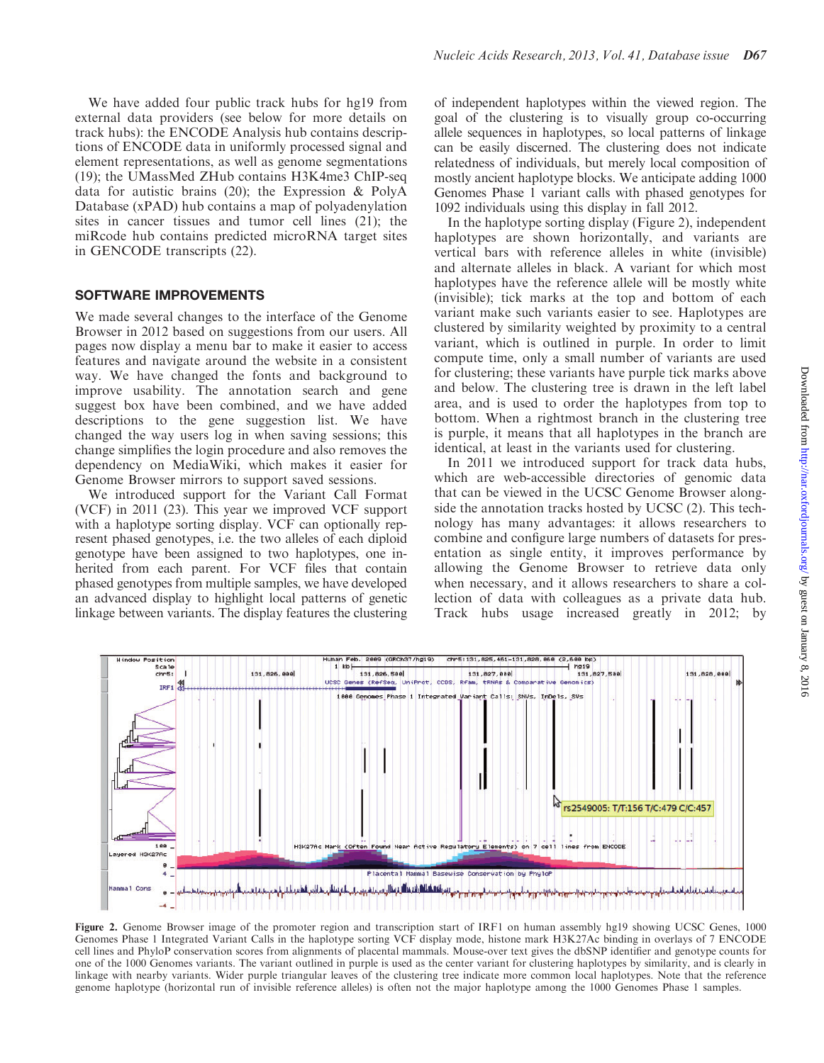We have added four public track hubs for hg19 from external data providers (see below for more details on track hubs): the ENCODE Analysis hub contains descriptions of ENCODE data in uniformly processed signal and element representations, as well as genome segmentations (19); the UMassMed ZHub contains H3K4me3 ChIP-seq data for autistic brains (20); the Expression & PolyA Database (xPAD) hub contains a map of polyadenylation sites in cancer tissues and tumor cell lines (21); the miRcode hub contains predicted microRNA target sites in GENCODE transcripts (22).

## SOFTWARE IMPROVEMENTS

We made several changes to the interface of the Genome Browser in 2012 based on suggestions from our users. All pages now display a menu bar to make it easier to access features and navigate around the website in a consistent way. We have changed the fonts and background to improve usability. The annotation search and gene suggest box have been combined, and we have added descriptions to the gene suggestion list. We have changed the way users log in when saving sessions; this change simplifies the login procedure and also removes the dependency on MediaWiki, which makes it easier for Genome Browser mirrors to support saved sessions.

We introduced support for the Variant Call Format (VCF) in 2011 (23). This year we improved VCF support with a haplotype sorting display. VCF can optionally represent phased genotypes, i.e. the two alleles of each diploid genotype have been assigned to two haplotypes, one inherited from each parent. For VCF files that contain phased genotypes from multiple samples, we have developed an advanced display to highlight local patterns of genetic linkage between variants. The display features the clustering of independent haplotypes within the viewed region. The goal of the clustering is to visually group co-occurring allele sequences in haplotypes, so local patterns of linkage can be easily discerned. The clustering does not indicate relatedness of individuals, but merely local composition of mostly ancient haplotype blocks. We anticipate adding 1000 Genomes Phase 1 variant calls with phased genotypes for 1092 individuals using this display in fall 2012.

In the haplotype sorting display (Figure 2), independent haplotypes are shown horizontally, and variants are vertical bars with reference alleles in white (invisible) and alternate alleles in black. A variant for which most haplotypes have the reference allele will be mostly white (invisible); tick marks at the top and bottom of each variant make such variants easier to see. Haplotypes are clustered by similarity weighted by proximity to a central variant, which is outlined in purple. In order to limit compute time, only a small number of variants are used for clustering; these variants have purple tick marks above and below. The clustering tree is drawn in the left label area, and is used to order the haplotypes from top to bottom. When a rightmost branch in the clustering tree is purple, it means that all haplotypes in the branch are identical, at least in the variants used for clustering.

In 2011 we introduced support for track data hubs, which are web-accessible directories of genomic data that can be viewed in the UCSC Genome Browser alongside the annotation tracks hosted by UCSC (2). This technology has many advantages: it allows researchers to combine and configure large numbers of datasets for presentation as single entity, it improves performance by allowing the Genome Browser to retrieve data only when necessary, and it allows researchers to share a collection of data with colleagues as a private data hub. Track hubs usage increased greatly in 2012; by

**Figure 2.** Genome Browser image of the promoter region and transcription start of IRF1 on human assembly hg19 showing UCSC Genes, 1000 Genomes Phase 1 Integrated Variant Calls in the haplotype sorting VCF display mode, histone mark H3K27Ac binding in overlays of 7 ENCODE cell lines and PhyloP conservation scores from alignments of placental mammals. Mouse-over text gives the dbSNP identifier and genotype counts for one of the 1000 Genomes variants. The variant outlined in purple is used as the center variant for clustering haplotypes by similarity, and is clearly in linkage with nearby variants. Wider purple triangular leaves of the clustering tree indicate more common local haplotypes. Note that the reference genome haplotype (horizontal run of invisible reference alleles) is often not the major haplotype among the 1000 Genomes Phase 1 samples.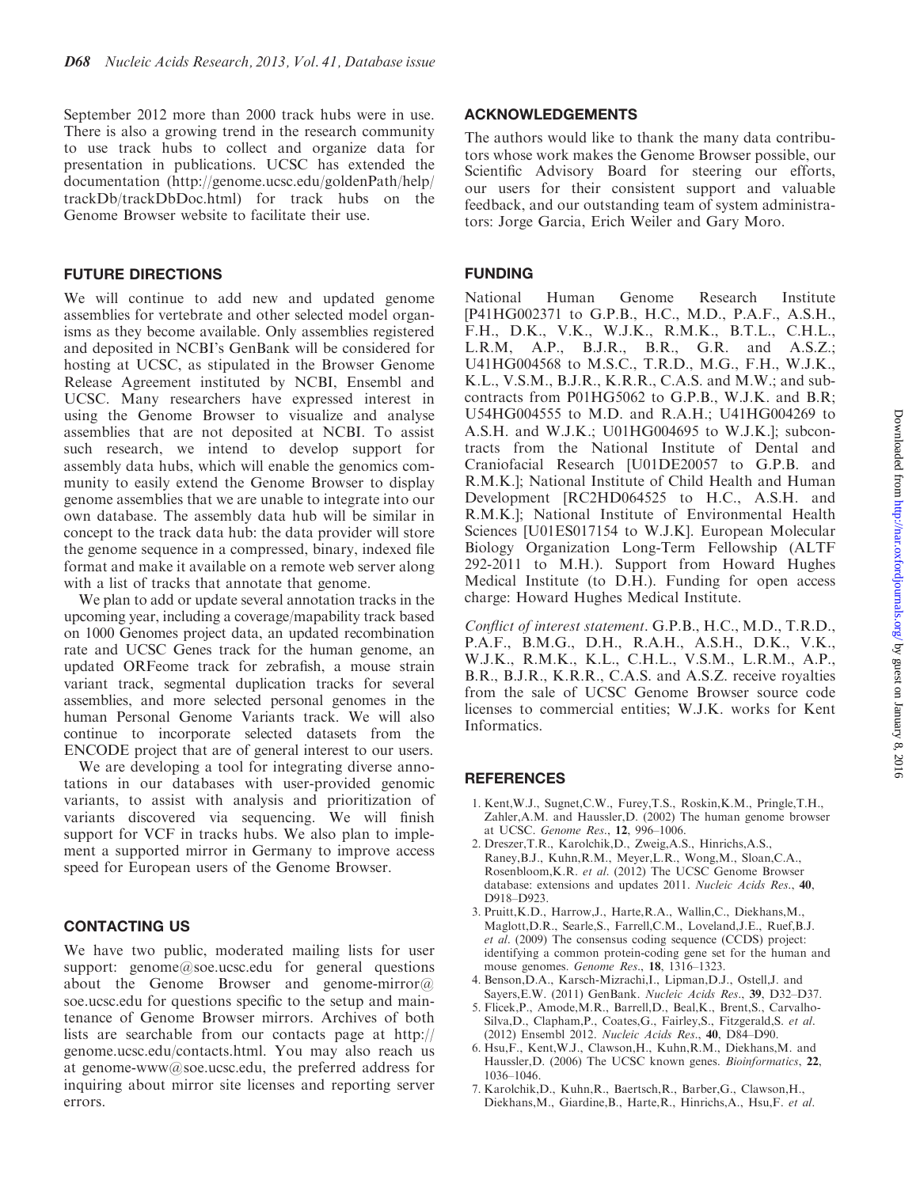September 2012 more than 2000 track hubs were in use. There is also a growing trend in the research community to use track hubs to collect and organize data for presentation in publications. UCSC has extended the documentation (http://genome.ucsc.edu/goldenPath/help/trackDb/trackDbDoc.html) for track hubs on the Genome Browser website to facilitate their use.

## FUTURE DIRECTIONS

We will continue to add new and updated genome assemblies for vertebrate and other selected model organisms as they become available. Only assemblies registered and deposited in NCBI's GenBank will be considered for hosting at UCSC, as stipulated in the Browser Genome Release Agreement instituted by NCBI, Ensembl and UCSC. Many researchers have expressed interest in using the Genome Browser to visualize and analyse assemblies that are not deposited at NCBI. To assist such research, we intend to develop support for assembly data hubs, which will enable the genomics community to easily extend the Genome Browser to display genome assemblies that we are unable to integrate into our own database. The assembly data hub will be similar in concept to the track data hub: the data provider will store the genome sequence in a compressed, binary, indexed file format and make it available on a remote web server along with a list of tracks that annotate that genome.

We plan to add or update several annotation tracks in the upcoming year, including a coverage/mapability track based on 1000 Genomes project data, an updated recombination rate and UCSC Genes track for the human genome, an updated ORFeome track for zebrafish, a mouse strain variant track, segmental duplication tracks for several assemblies, and more selected personal genomes in the human Personal Genome Variants track. We will also continue to incorporate selected datasets from the ENCODE project that are of general interest to our users.

We are developing a tool for integrating diverse annotations in our databases with user-provided genomic variants, to assist with analysis and prioritization of variants discovered via sequencing. We will finish support for VCF in tracks hubs. We also plan to implement a supported mirror in Germany to improve access speed for European users of the Genome Browser.

## CONTACTING US

We have two public, moderated mailing lists for user support: genome@soe.ucsc.edu for general questions about the Genome Browser and genome-mirror@soe.ucsc.edu for questions specific to the setup and maintenance of Genome Browser mirrors. Archives of both lists are searchable from our contacts page at http://genome.ucsc.edu/contacts.html. You may also reach us at genome-www@soe.ucsc.edu, the preferred address for inquiring about mirror site licenses and reporting server errors.

## ACKNOWLEDGEMENTS

The authors would like to thank the many data contributors whose work makes the Genome Browser possible, our Scientific Advisory Board for steering our efforts, our users for their consistent support and valuable feedback, and our outstanding team of system administrators: Jorge Garcia, Erich Weiler and Gary Moro.

## FUNDING

National Human Genome Research Institute [P41HG002371 to G.P.B., H.C., M.D., P.A.F., A.S.H., F.H., D.K., V.K., W.J.K., R.M.K., B.T.L., C.H.L., L.R.M, A.P., B.J.R., B.R., G.R. and A.S.Z.; U41HG004568 to M.S.C., T.R.D., M.G., F.H., W.J.K., K.L., V.S.M., B.J.R., K.R.R., C.A.S. and M.W.; and subcontracts from P01HG5062 to G.P.B., W.J.K. and B.R; U54HG004555 to M.D. and R.A.H.; U41HG004269 to A.S.H. and W.J.K.; U01HG004695 to W.J.K.]; subcontracts from the National Institute of Dental and Craniofacial Research [U01DE20057 to G.P.B. and R.M.K.]; National Institute of Child Health and Human Development [RC2HD064525 to H.C., A.S.H. and R.M.K.]; National Institute of Environmental Health Sciences [U01ES017154 to W.J.K]. European Molecular Biology Organization Long-Term Fellowship (ALTF 292-2011 to M.H.). Support from Howard Hughes Medical Institute (to D.H.). Funding for open access charge: Howard Hughes Medical Institute.

*Conflict of interest statement*. G.P.B., H.C., M.D., T.R.D., P.A.F., B.M.G., D.H., R.A.H., A.S.H., D.K., V.K., W.J.K., R.M.K., K.L., C.H.L., V.S.M., L.R.M., A.P., B.R., B.J.R., K.R.R., C.A.S. and A.S.Z. receive royalties from the sale of UCSC Genome Browser source code licenses to commercial entities; W.J.K. works for Kent Informatics.

## REFERENCES

1. Kent,W.J., Sugnet,C.W., Furey,T.S., Roskin,K.M., Pringle,T.H., Zahler,A.M. and Haussler,D. (2002) The human genome browser at UCSC. *Genome Res.*, **12**, 996–1006.
2. Dreszer,T.R., Karolchik,D., Zweig,A.S., Hinrichs,A.S., Raney,B.J., Kuhn,R.M., Meyer,L.R., Wong,M., Sloan,C.A., Rosenbloom,K.R. *et al.* (2012) The UCSC Genome Browser database: extensions and updates 2011. *Nucleic Acids Res.*, **40**, D918–D923.
3. Pruitt,K.D., Harrow,J., Harte,R.A., Wallin,C., Diekhans,M., Maglott,D.R., Searle,S., Farrell,C.M., Loveland,J.E., Ruef,B.J. *et al.* (2009) The consensus coding sequence (CCDS) project: identifying a common protein-coding gene set for the human and mouse genomes. *Genome Res.*, **18**, 1316–1323.
4. Benson,D.A., Karsch-Mizrachi,I., Lipman,D.J., Ostell,J. and Sayers,E.W. (2011) GenBank. *Nucleic Acids Res.*, **39**, D32–D37.
5. Flicek,P., Amode,M.R., Barrell,D., Beal,K., Brent,S., Carvalho-Silva,D., Clapham,P., Coates,G., Fairley,S., Fitzgerald,S. *et al.* (2012) Ensembl 2012. *Nucleic Acids Res.*, **40**, D84–D90.
6. Hsu,F., Kent,W.J., Clawson,H., Kuhn,R.M., Diekhans,M. and Haussler,D. (2006) The UCSC known genes. *Bioinformatics*, **22**, 1036–1046.
7. Karolchik,D., Kuhn,R., Baertsch,R., Barber,G., Clawson,H., Diekhans,M., Giardine,B., Harte,R., Hinrichs,A., Hsu,F. *et al.*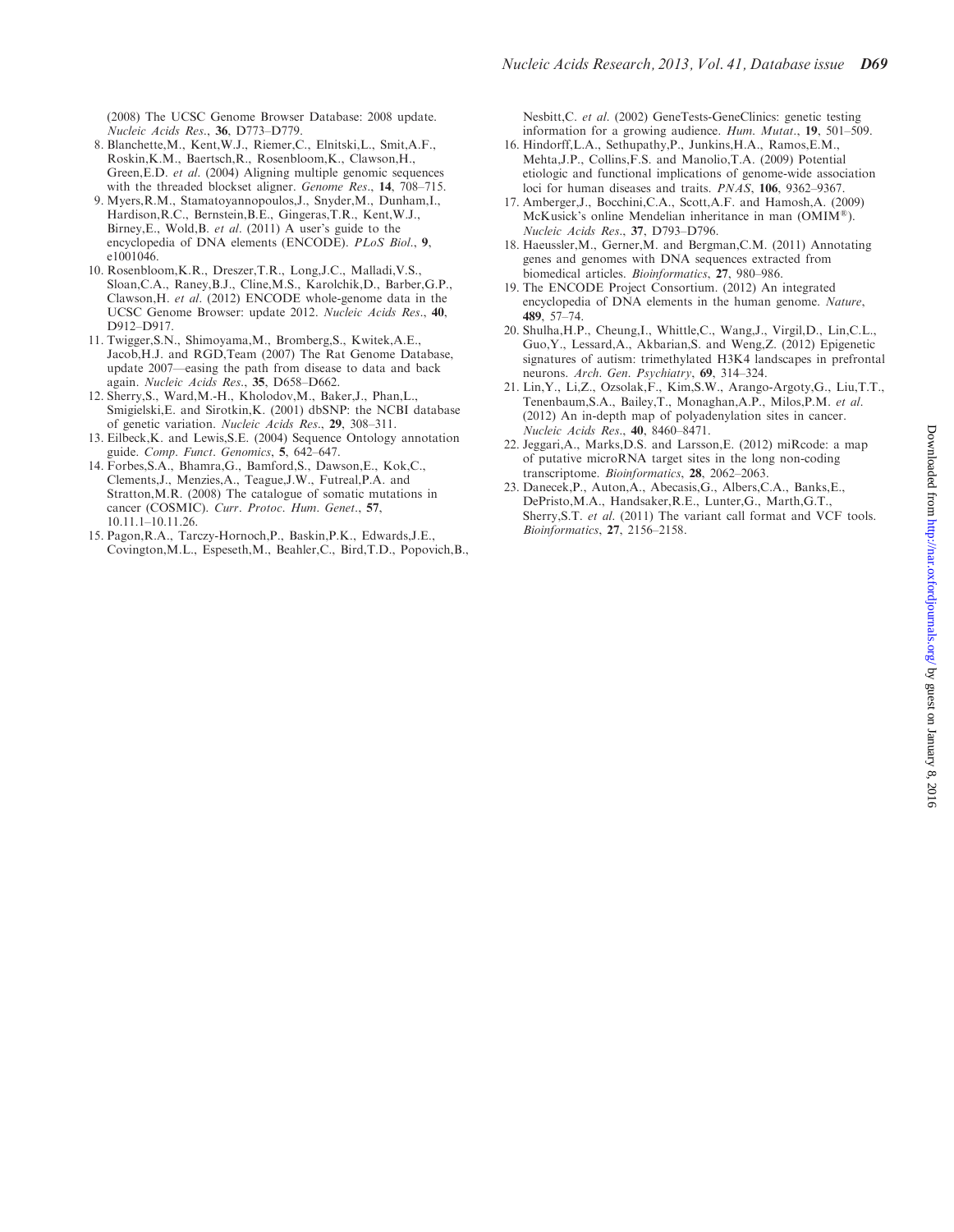(2008) The UCSC Genome Browser Database: 2008 update. *Nucleic Acids Res.*, **36**, D773–D779.

8. Blanchette,M., Kent,W.J., Riemer,C., Elnitski,L., Smit,A.F., Roskin,K.M., Baertsch,R., Rosenbloom,K., Clawson,H., Green,E.D. *et al.* (2004) Aligning multiple genomic sequences with the threaded blockset aligner. *Genome Res.*, **14**, 708–715.
9. Myers,R.M., Stamatoyannopoulos,J., Snyder,M., Dunham,I., Hardison,R.C., Bernstein,B.E., Gingeras,T.R., Kent,W.J., Birney,E., Wold,B. *et al.* (2011) A user's guide to the encyclopedia of DNA elements (ENCODE). *PLoS Biol.*, **9**, e1001046.
10. Rosenbloom,K.R., Dreszer,T.R., Long,J.C., Malladi,V.S., Sloan,C.A., Raney,B.J., Cline,M.S., Karolchik,D., Barber,G.P., Clawson,H. *et al.* (2012) ENCODE whole-genome data in the UCSC Genome Browser: update 2012. *Nucleic Acids Res.*, **40**, D912–D917.
11. Twigger,S.N., Shimoyama,M., Bromberg,S., Kwitek,A.E., Jacob,H.J. and RGD,Team (2007) The Rat Genome Database, update 2007—easing the path from disease to data and back again. *Nucleic Acids Res.*, **35**, D658–D662.
12. Sherry,S., Ward,M.-H., Kholodov,M., Baker,J., Phan,L., Smigielski,E. and Sirotkin,K. (2001) dbSNP: the NCBI database of genetic variation. *Nucleic Acids Res.*, **29**, 308–311.
13. Eilbeck,K. and Lewis,S.E. (2004) Sequence Ontology annotation guide. *Comp. Funct. Genomics*, **5**, 642–647.
14. Forbes,S.A., Bhamra,G., Bamford,S., Dawson,E., Kok,C., Clements,J., Menzies,A., Teague,J.W., Futreal,P.A. and Stratton,M.R. (2008) The catalogue of somatic mutations in cancer (COSMIC). *Curr. Protoc. Hum. Genet.*, **57**, 10.11.1–10.11.26.
15. Pagon,R.A., Tarczy-Hornoch,P., Baskin,P.K., Edwards,J.E., Covington,M.L., Espeseth,M., Beahler,C., Bird,T.D., Popovich,B., Nesbitt,C. *et al.* (2002) GeneTests-GeneClinics: genetic testing information for a growing audience. *Hum. Mutat.*, **19**, 501–509.
16. Hindorff,L.A., Sethupathy,P., Junkins,H.A., Ramos,E.M., Mehta,J.P., Collins,F.S. and Manolio,T.A. (2009) Potential etiologic and functional implications of genome-wide association loci for human diseases and traits. *PNAS*, **106**, 9362–9367.
17. Amberger,J., Bocchini,C.A., Scott,A.F. and Hamosh,A. (2009) McKusick's online Mendelian inheritance in man (OMIM®). *Nucleic Acids Res.*, **37**, D793–D796.
18. Haeussler,M., Gerner,M. and Bergman,C.M. (2011) Annotating genes and genomes with DNA sequences extracted from biomedical articles. *Bioinformatics*, **27**, 980–986.
19. The ENCODE Project Consortium. (2012) An integrated encyclopedia of DNA elements in the human genome. *Nature*, **489**, 57–74.
20. Shulha,H.P., Cheung,I., Whittle,C., Wang,J., Virgil,D., Lin,C.L., Guo,Y., Lessard,A., Akbarian,S. and Weng,Z. (2012) Epigenetic signatures of autism: trimethylated H3K4 landscapes in prefrontal neurons. *Arch. Gen. Psychiatry*, **69**, 314–324.
21. Lin,Y., Li,Z., Ozsolak,F., Kim,S.W., Arango-Argoty,G., Liu,T.T., Tenenbaum,S.A., Bailey,T., Monaghan,A.P., Milos,P.M. *et al.* (2012) An in-depth map of polyadenylation sites in cancer. *Nucleic Acids Res.*, **40**, 8460–8471.
22. Jeggari,A., Marks,D.S. and Larsson,E. (2012) miRcode: a map of putative microRNA target sites in the long non-coding transcriptome. *Bioinformatics*, **28**, 2062–2063.
23. Danecek,P., Auton,A., Abecasis,G., Albers,C.A., Banks,E., DePristo,M.A., Handsaker,R.E., Lunter,G., Marth,G.T., Sherry,S.T. *et al.* (2011) The variant call format and VCF tools. *Bioinformatics*, **27**, 2156–2158.